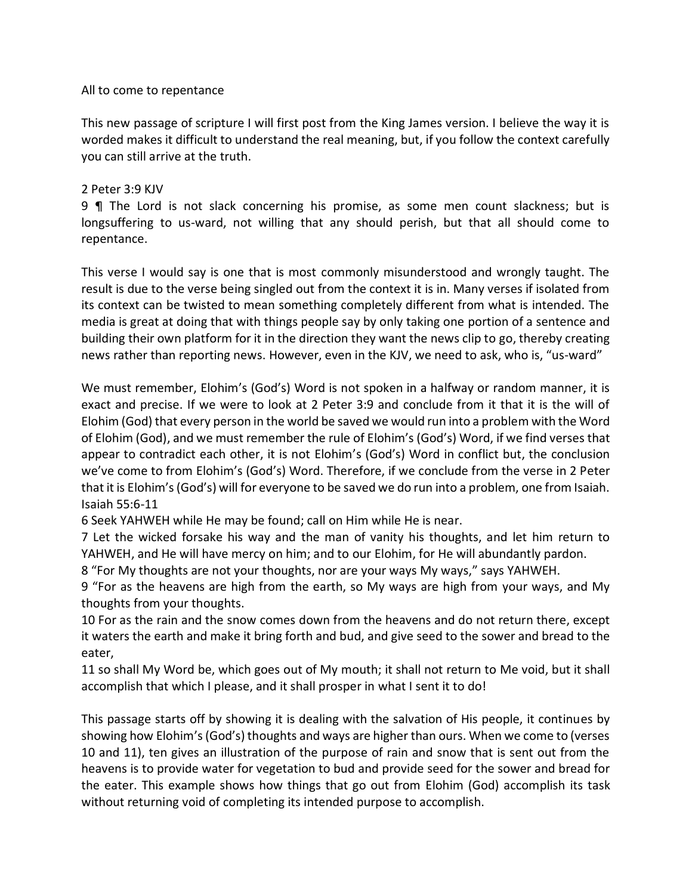All to come to repentance

This new passage of scripture I will first post from the King James version. I believe the way it is worded makes it difficult to understand the real meaning, but, if you follow the context carefully you can still arrive at the truth.

2 Peter 3:9 KJV
9 ¶ The Lord is not slack concerning his promise, as some men count slackness; but is longsuffering to us-ward, not willing that any should perish, but that all should come to repentance.

This verse I would say is one that is most commonly misunderstood and wrongly taught. The result is due to the verse being singled out from the context it is in. Many verses if isolated from its context can be twisted to mean something completely different from what is intended. The media is great at doing that with things people say by only taking one portion of a sentence and building their own platform for it in the direction they want the news clip to go, thereby creating news rather than reporting news. However, even in the KJV, we need to ask, who is, "us-ward"

We must remember, Elohim's (God's) Word is not spoken in a halfway or random manner, it is exact and precise. If we were to look at 2 Peter 3:9 and conclude from it that it is the will of Elohim (God) that every person in the world be saved we would run into a problem with the Word of Elohim (God), and we must remember the rule of Elohim's (God's) Word, if we find verses that appear to contradict each other, it is not Elohim's (God's) Word in conflict but, the conclusion we've come to from Elohim's (God's) Word. Therefore, if we conclude from the verse in 2 Peter that it is Elohim's (God's) will for everyone to be saved we do run into a problem, one from Isaiah.
Isaiah 55:6-11
6 Seek YAHWEH while He may be found; call on Him while He is near.
7 Let the wicked forsake his way and the man of vanity his thoughts, and let him return to YAHWEH, and He will have mercy on him; and to our Elohim, for He will abundantly pardon.
8 "For My thoughts are not your thoughts, nor are your ways My ways," says YAHWEH.
9 "For as the heavens are high from the earth, so My ways are high from your ways, and My thoughts from your thoughts.
10 For as the rain and the snow comes down from the heavens and do not return there, except it waters the earth and make it bring forth and bud, and give seed to the sower and bread to the eater,
11 so shall My Word be, which goes out of My mouth; it shall not return to Me void, but it shall accomplish that which I please, and it shall prosper in what I sent it to do!

This passage starts off by showing it is dealing with the salvation of His people, it continues by showing how Elohim's (God's) thoughts and ways are higher than ours. When we come to (verses 10 and 11), ten gives an illustration of the purpose of rain and snow that is sent out from the heavens is to provide water for vegetation to bud and provide seed for the sower and bread for the eater. This example shows how things that go out from Elohim (God) accomplish its task without returning void of completing its intended purpose to accomplish.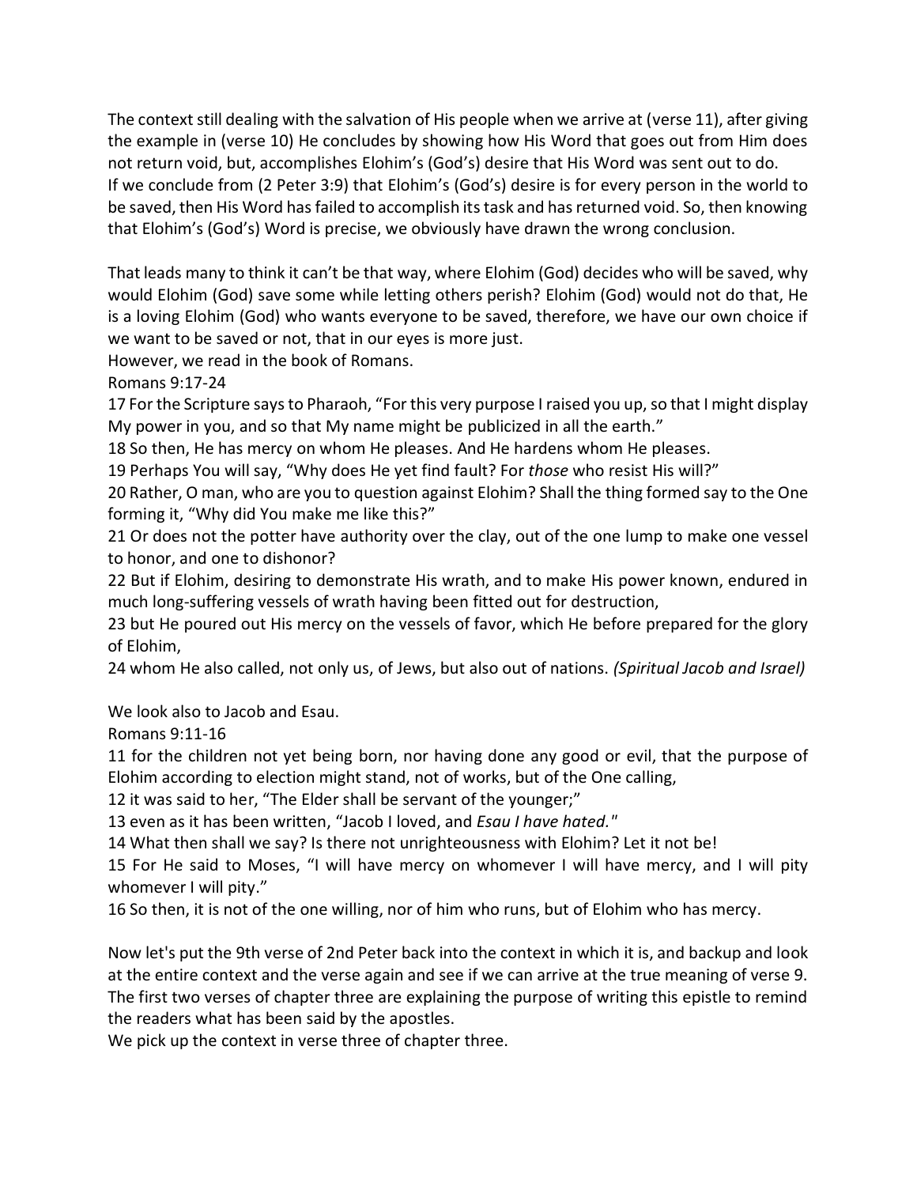The context still dealing with the salvation of His people when we arrive at (verse 11), after giving the example in (verse 10) He concludes by showing how His Word that goes out from Him does not return void, but, accomplishes Elohim's (God's) desire that His Word was sent out to do.
If we conclude from (2 Peter 3:9) that Elohim's (God's) desire is for every person in the world to be saved, then His Word has failed to accomplish its task and has returned void. So, then knowing that Elohim's (God's) Word is precise, we obviously have drawn the wrong conclusion.

That leads many to think it can't be that way, where Elohim (God) decides who will be saved, why would Elohim (God) save some while letting others perish? Elohim (God) would not do that, He is a loving Elohim (God) who wants everyone to be saved, therefore, we have our own choice if we want to be saved or not, that in our eyes is more just.
However, we read in the book of Romans.
Romans 9:17-24
17 For the Scripture says to Pharaoh, "For this very purpose I raised you up, so that I might display My power in you, and so that My name might be publicized in all the earth."
18 So then, He has mercy on whom He pleases. And He hardens whom He pleases.
19 Perhaps You will say, "Why does He yet find fault? For *those* who resist His will?"
20 Rather, O man, who are you to question against Elohim? Shall the thing formed say to the One forming it, "Why did You make me like this?"
21 Or does not the potter have authority over the clay, out of the one lump to make one vessel to honor, and one to dishonor?
22 But if Elohim, desiring to demonstrate His wrath, and to make His power known, endured in much long-suffering vessels of wrath having been fitted out for destruction,
23 but He poured out His mercy on the vessels of favor, which He before prepared for the glory of Elohim,
24 whom He also called, not only us, of Jews, but also out of nations. *(Spiritual Jacob and Israel)*

We look also to Jacob and Esau.
Romans 9:11-16
11 for the children not yet being born, nor having done any good or evil, that the purpose of Elohim according to election might stand, not of works, but of the One calling,
12 it was said to her, "The Elder shall be servant of the younger;"
13 even as it has been written, "Jacob I loved, and *Esau I have hated.*"
14 What then shall we say? Is there not unrighteousness with Elohim? Let it not be!
15 For He said to Moses, "I will have mercy on whomever I will have mercy, and I will pity whomever I will pity."
16 So then, it is not of the one willing, nor of him who runs, but of Elohim who has mercy.

Now let's put the 9th verse of 2nd Peter back into the context in which it is, and backup and look at the entire context and the verse again and see if we can arrive at the true meaning of verse 9.
The first two verses of chapter three are explaining the purpose of writing this epistle to remind the readers what has been said by the apostles.
We pick up the context in verse three of chapter three.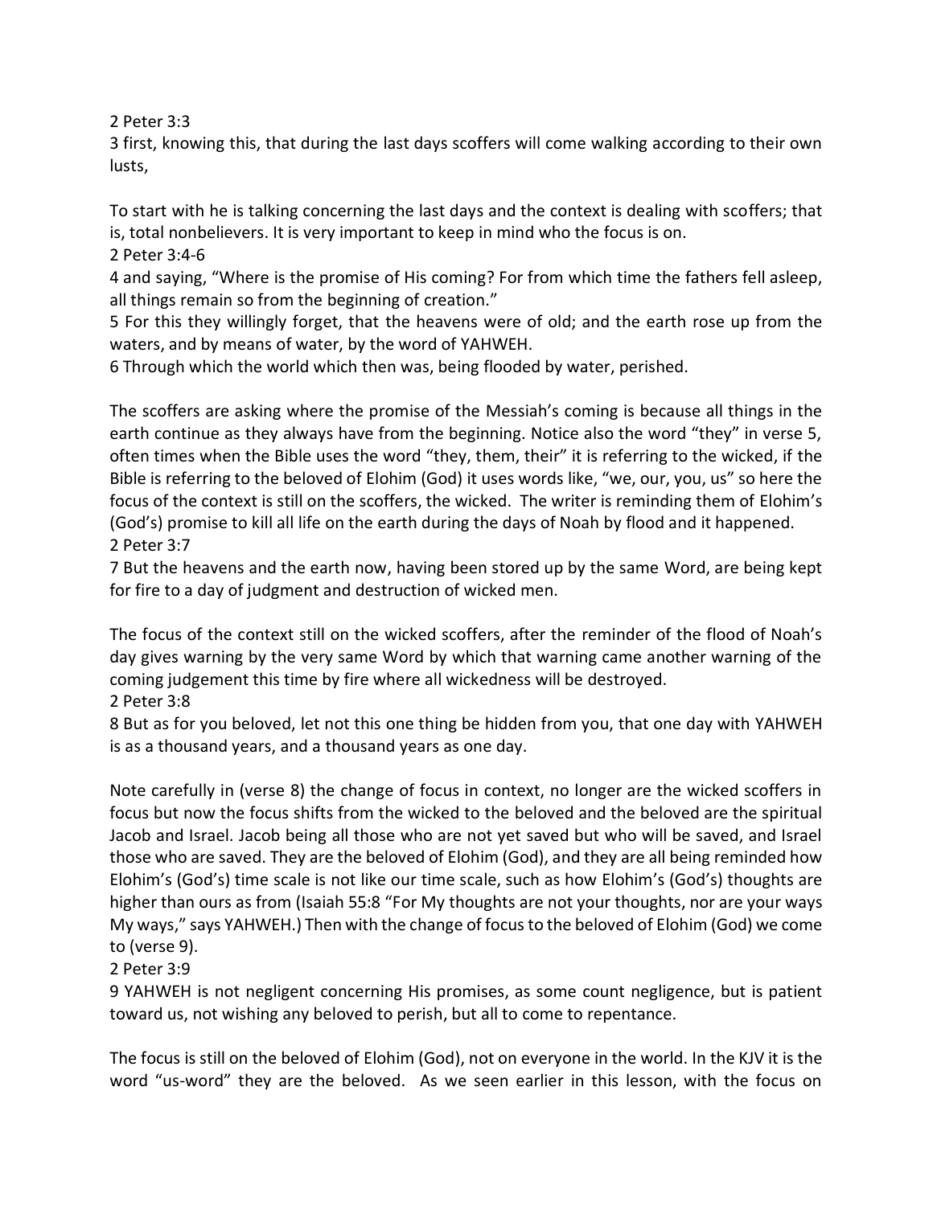2 Peter 3:3

3 first, knowing this, that during the last days scoffers will come walking according to their own lusts,

To start with he is talking concerning the last days and the context is dealing with scoffers; that is, total nonbelievers. It is very important to keep in mind who the focus is on.

2 Peter 3:4-6

4 and saying, "Where is the promise of His coming? For from which time the fathers fell asleep, all things remain so from the beginning of creation."

5 For this they willingly forget, that the heavens were of old; and the earth rose up from the waters, and by means of water, by the word of YAHWEH.

6 Through which the world which then was, being flooded by water, perished.

The scoffers are asking where the promise of the Messiah's coming is because all things in the earth continue as they always have from the beginning. Notice also the word "they" in verse 5, often times when the Bible uses the word "they, them, their" it is referring to the wicked, if the Bible is referring to the beloved of Elohim (God) it uses words like, "we, our, you, us" so here the focus of the context is still on the scoffers, the wicked. The writer is reminding them of Elohim's (God's) promise to kill all life on the earth during the days of Noah by flood and it happened.

2 Peter 3:7

7 But the heavens and the earth now, having been stored up by the same Word, are being kept for fire to a day of judgment and destruction of wicked men.

The focus of the context still on the wicked scoffers, after the reminder of the flood of Noah's day gives warning by the very same Word by which that warning came another warning of the coming judgement this time by fire where all wickedness will be destroyed.

2 Peter 3:8

8 But as for you beloved, let not this one thing be hidden from you, that one day with YAHWEH is as a thousand years, and a thousand years as one day.

Note carefully in (verse 8) the change of focus in context, no longer are the wicked scoffers in focus but now the focus shifts from the wicked to the beloved and the beloved are the spiritual Jacob and Israel. Jacob being all those who are not yet saved but who will be saved, and Israel those who are saved. They are the beloved of Elohim (God), and they are all being reminded how Elohim's (God's) time scale is not like our time scale, such as how Elohim's (God's) thoughts are higher than ours as from (Isaiah 55:8 "For My thoughts are not your thoughts, nor are your ways My ways," says YAHWEH.) Then with the change of focus to the beloved of Elohim (God) we come to (verse 9).

2 Peter 3:9

9 YAHWEH is not negligent concerning His promises, as some count negligence, but is patient toward us, not wishing any beloved to perish, but all to come to repentance.

The focus is still on the beloved of Elohim (God), not on everyone in the world. In the KJV it is the word "us-word" they are the beloved. As we seen earlier in this lesson, with the focus on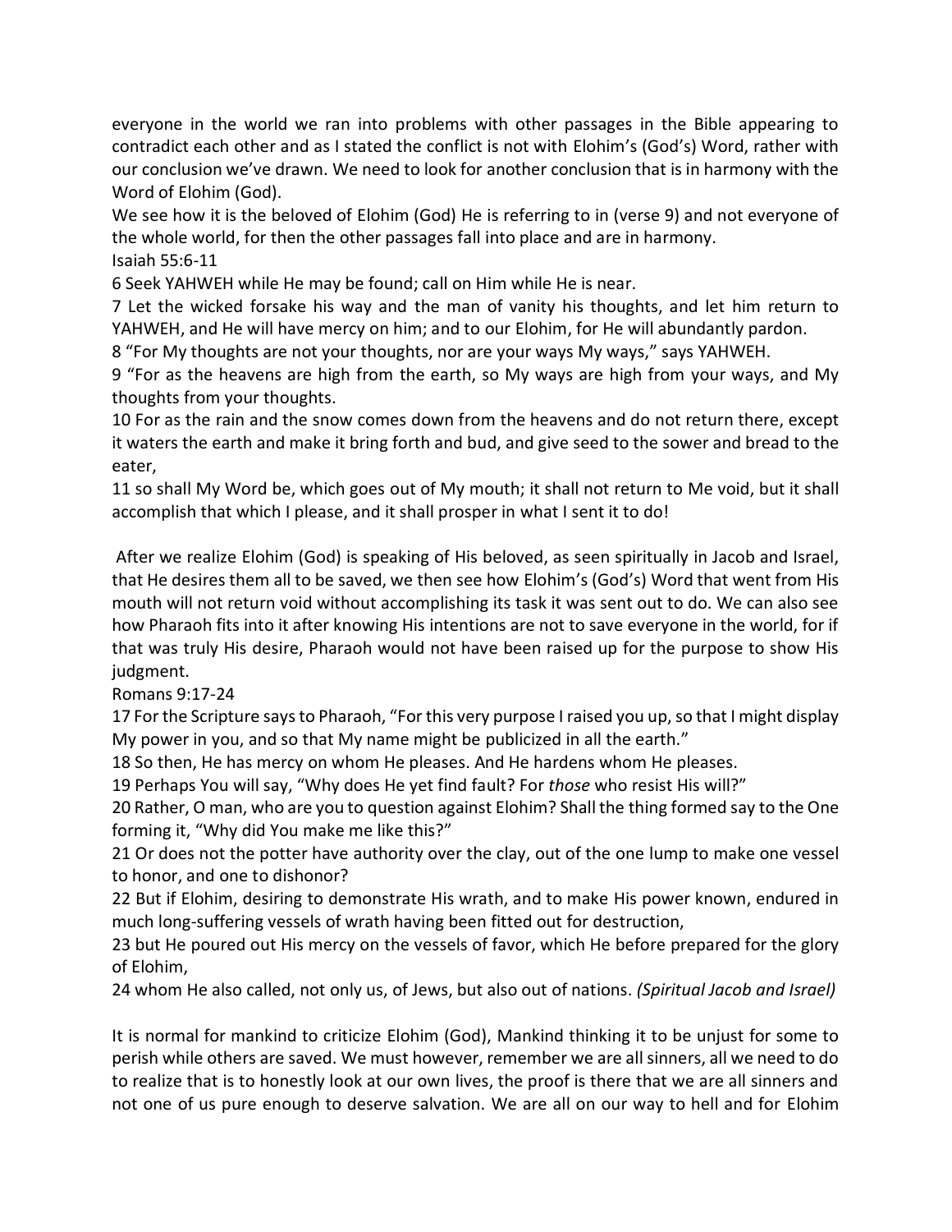everyone in the world we ran into problems with other passages in the Bible appearing to contradict each other and as I stated the conflict is not with Elohim's (God's) Word, rather with our conclusion we've drawn. We need to look for another conclusion that is in harmony with the Word of Elohim (God).

We see how it is the beloved of Elohim (God) He is referring to in (verse 9) and not everyone of the whole world, for then the other passages fall into place and are in harmony.

Isaiah 55:6-11

6 Seek YAHWEH while He may be found; call on Him while He is near.

7 Let the wicked forsake his way and the man of vanity his thoughts, and let him return to YAHWEH, and He will have mercy on him; and to our Elohim, for He will abundantly pardon.

8 "For My thoughts are not your thoughts, nor are your ways My ways," says YAHWEH.

9 "For as the heavens are high from the earth, so My ways are high from your ways, and My thoughts from your thoughts.

10 For as the rain and the snow comes down from the heavens and do not return there, except it waters the earth and make it bring forth and bud, and give seed to the sower and bread to the eater,

11 so shall My Word be, which goes out of My mouth; it shall not return to Me void, but it shall accomplish that which I please, and it shall prosper in what I sent it to do!

After we realize Elohim (God) is speaking of His beloved, as seen spiritually in Jacob and Israel, that He desires them all to be saved, we then see how Elohim's (God's) Word that went from His mouth will not return void without accomplishing its task it was sent out to do. We can also see how Pharaoh fits into it after knowing His intentions are not to save everyone in the world, for if that was truly His desire, Pharaoh would not have been raised up for the purpose to show His judgment.

Romans 9:17-24

17 For the Scripture says to Pharaoh, "For this very purpose I raised you up, so that I might display My power in you, and so that My name might be publicized in all the earth."

18 So then, He has mercy on whom He pleases. And He hardens whom He pleases.

19 Perhaps You will say, "Why does He yet find fault? For *those* who resist His will?"

20 Rather, O man, who are you to question against Elohim? Shall the thing formed say to the One forming it, "Why did You make me like this?"

21 Or does not the potter have authority over the clay, out of the one lump to make one vessel to honor, and one to dishonor?

22 But if Elohim, desiring to demonstrate His wrath, and to make His power known, endured in much long-suffering vessels of wrath having been fitted out for destruction,

23 but He poured out His mercy on the vessels of favor, which He before prepared for the glory of Elohim,

24 whom He also called, not only us, of Jews, but also out of nations. *(Spiritual Jacob and Israel)*

It is normal for mankind to criticize Elohim (God), Mankind thinking it to be unjust for some to perish while others are saved. We must however, remember we are all sinners, all we need to do to realize that is to honestly look at our own lives, the proof is there that we are all sinners and not one of us pure enough to deserve salvation. We are all on our way to hell and for Elohim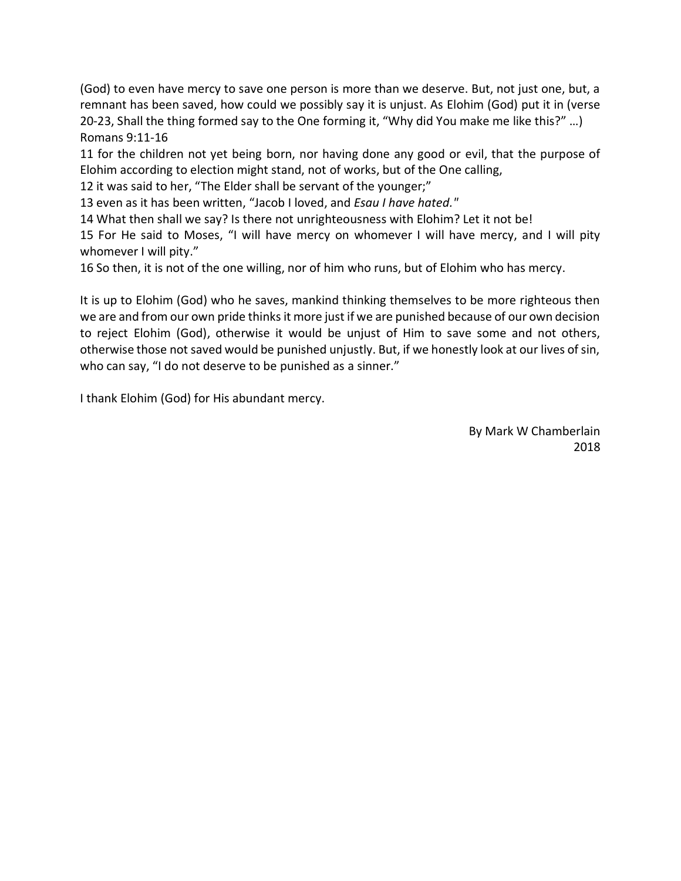(God) to even have mercy to save one person is more than we deserve. But, not just one, but, a remnant has been saved, how could we possibly say it is unjust. As Elohim (God) put it in (verse 20-23, Shall the thing formed say to the One forming it, "Why did You make me like this?" …)
Romans 9:11-16

11 for the children not yet being born, nor having done any good or evil, that the purpose of Elohim according to election might stand, not of works, but of the One calling,

12 it was said to her, "The Elder shall be servant of the younger;"

13 even as it has been written, "Jacob I loved, and *Esau I have hated.*"

14 What then shall we say? Is there not unrighteousness with Elohim? Let it not be!

15 For He said to Moses, "I will have mercy on whomever I will have mercy, and I will pity whomever I will pity."

16 So then, it is not of the one willing, nor of him who runs, but of Elohim who has mercy.

It is up to Elohim (God) who he saves, mankind thinking themselves to be more righteous then we are and from our own pride thinks it more just if we are punished because of our own decision to reject Elohim (God), otherwise it would be unjust of Him to save some and not others, otherwise those not saved would be punished unjustly. But, if we honestly look at our lives of sin, who can say, "I do not deserve to be punished as a sinner."

I thank Elohim (God) for His abundant mercy.

By Mark W Chamberlain
2018